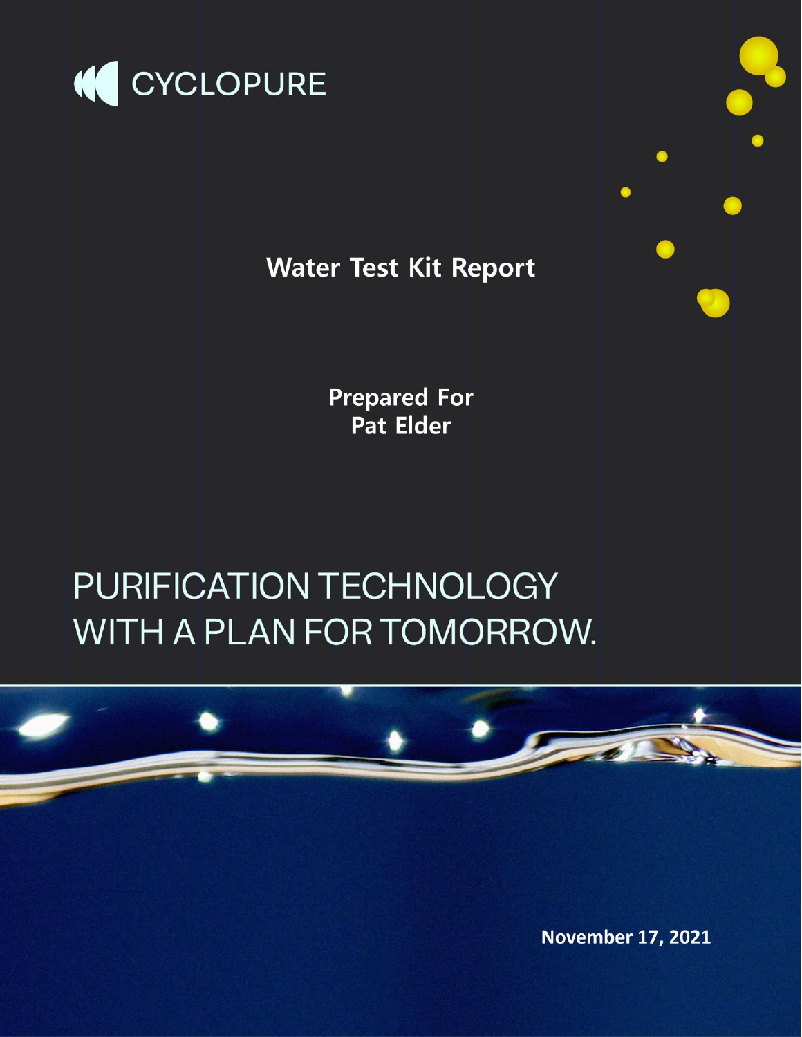CYCLOPURE

# Water Test Kit Report

**Prepared For**
**Pat Elder**

PURIFICATION TECHNOLOGY WITH A PLAN FOR TOMORROW.

**November 17, 2021**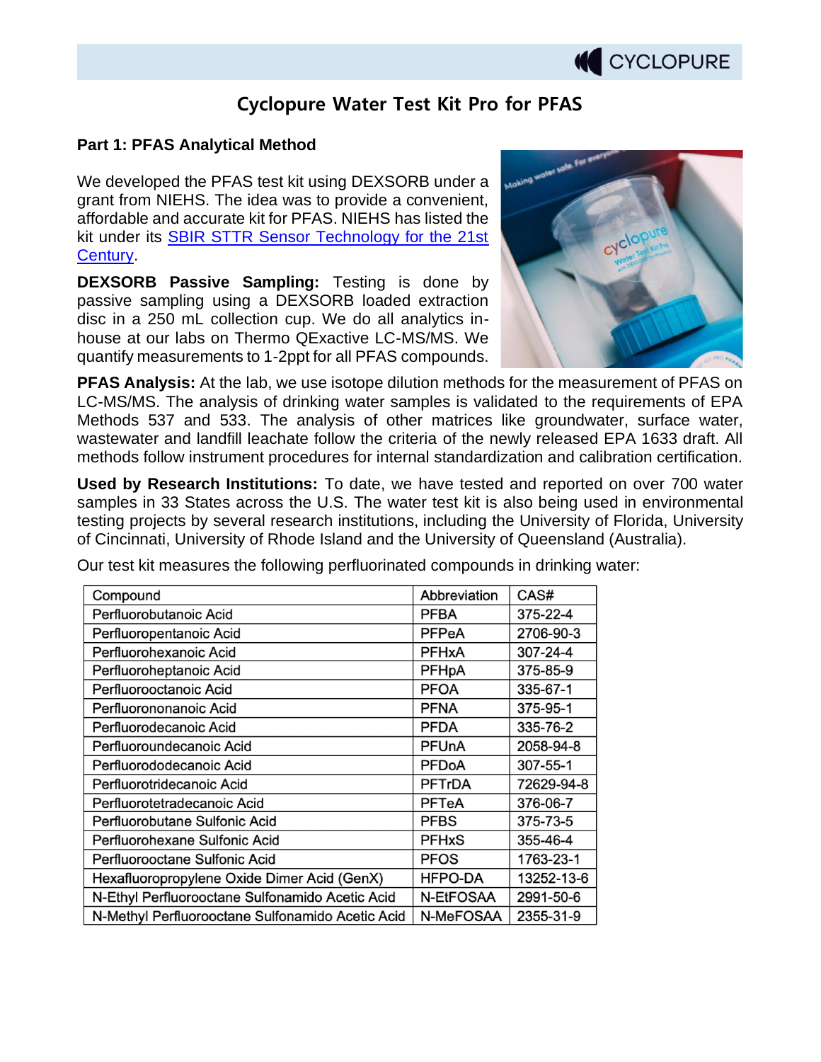# Cyclopure Water Test Kit Pro for PFAS

## Part 1: PFAS Analytical Method

We developed the PFAS test kit using DEXSORB under a grant from NIEHS. The idea was to provide a convenient, affordable and accurate kit for PFAS. NIEHS has listed the kit under its [SBIR STTR Sensor Technology for the 21st Century](#).

**DEXSORB Passive Sampling:** Testing is done by passive sampling using a DEXSORB loaded extraction disc in a 250 mL collection cup. We do all analytics in-house at our labs on Thermo QExactive LC-MS/MS. We quantify measurements to 1-2ppt for all PFAS compounds.

**PFAS Analysis:** At the lab, we use isotope dilution methods for the measurement of PFAS on LC-MS/MS. The analysis of drinking water samples is validated to the requirements of EPA Methods 537 and 533. The analysis of other matrices like groundwater, surface water, wastewater and landfill leachate follow the criteria of the newly released EPA 1633 draft. All methods follow instrument procedures for internal standardization and calibration certification.

**Used by Research Institutions:** To date, we have tested and reported on over 700 water samples in 33 States across the U.S. The water test kit is also being used in environmental testing projects by several research institutions, including the University of Florida, University of Cincinnati, University of Rhode Island and the University of Queensland (Australia).

Our test kit measures the following perfluorinated compounds in drinking water:

| Compound | Abbreviation | CAS# |
|---|---|---|
| Perfluorobutanoic Acid | PFBA | 375-22-4 |
| Perfluoropentanoic Acid | PFPeA | 2706-90-3 |
| Perfluorohexanoic Acid | PFHxA | 307-24-4 |
| Perfluoroheptanoic Acid | PFHpA | 375-85-9 |
| Perfluorooctanoic Acid | PFOA | 335-67-1 |
| Perfluorononanoic Acid | PFNA | 375-95-1 |
| Perfluorodecanoic Acid | PFDA | 335-76-2 |
| Perfluoroundecanoic Acid | PFUnA | 2058-94-8 |
| Perfluorododecanoic Acid | PFDoA | 307-55-1 |
| Perfluorotridecanoic Acid | PFTrDA | 72629-94-8 |
| Perfluorotetradecanoic Acid | PFTeA | 376-06-7 |
| Perfluorobutane Sulfonic Acid | PFBS | 375-73-5 |
| Perfluorohexane Sulfonic Acid | PFHxS | 355-46-4 |
| Perfluorooctane Sulfonic Acid | PFOS | 1763-23-1 |
| Hexafluoropropylene Oxide Dimer Acid (GenX) | HFPO-DA | 13252-13-6 |
| N-Ethyl Perfluorooctane Sulfonamido Acetic Acid | N-EtFOSAA | 2991-50-6 |
| N-Methyl Perfluorooctane Sulfonamido Acetic Acid | N-MeFOSAA | 2355-31-9 |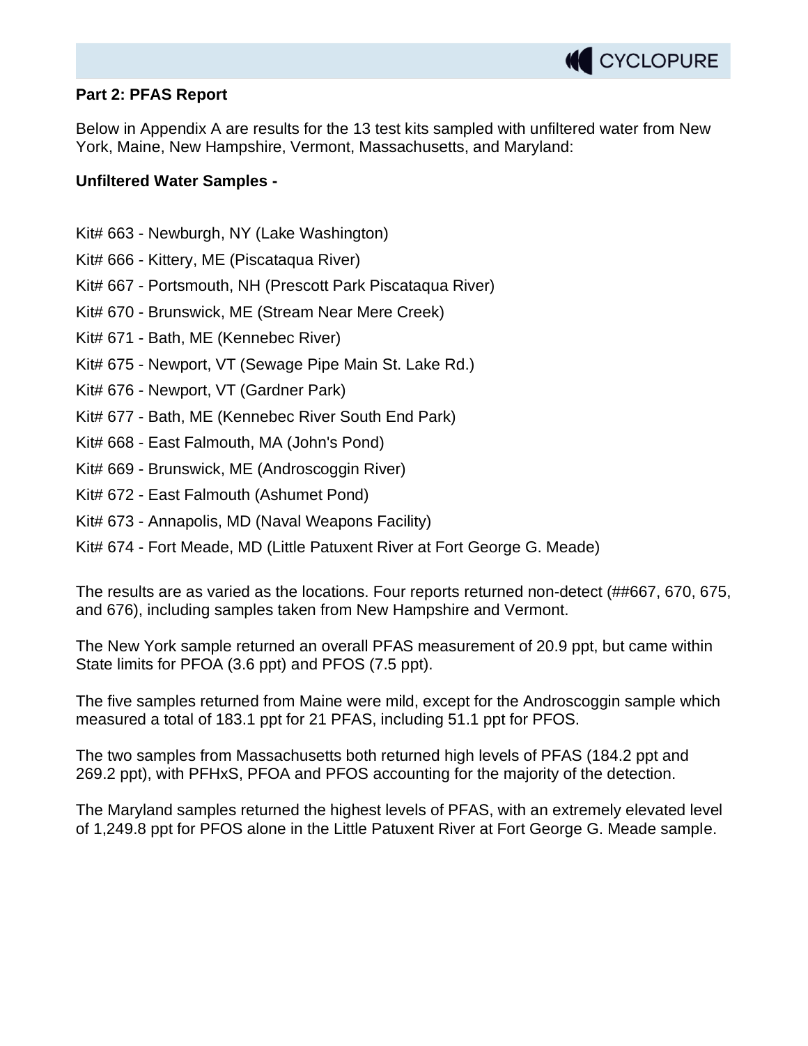**Part 2: PFAS Report**

Below in Appendix A are results for the 13 test kits sampled with unfiltered water from New York, Maine, New Hampshire, Vermont, Massachusetts, and Maryland:

**Unfiltered Water Samples -**

Kit# 663 - Newburgh, NY (Lake Washington)

Kit# 666 - Kittery, ME (Piscataqua River)

Kit# 667 - Portsmouth, NH (Prescott Park Piscataqua River)

Kit# 670 - Brunswick, ME (Stream Near Mere Creek)

Kit# 671 - Bath, ME (Kennebec River)

Kit# 675 - Newport, VT (Sewage Pipe Main St. Lake Rd.)

Kit# 676 - Newport, VT (Gardner Park)

Kit# 677 - Bath, ME (Kennebec River South End Park)

Kit# 668 - East Falmouth, MA (John's Pond)

Kit# 669 - Brunswick, ME (Androscoggin River)

Kit# 672 - East Falmouth (Ashumet Pond)

Kit# 673 - Annapolis, MD (Naval Weapons Facility)

Kit# 674 - Fort Meade, MD (Little Patuxent River at Fort George G. Meade)

The results are as varied as the locations. Four reports returned non-detect (##667, 670, 675, and 676), including samples taken from New Hampshire and Vermont.

The New York sample returned an overall PFAS measurement of 20.9 ppt, but came within State limits for PFOA (3.6 ppt) and PFOS (7.5 ppt).

The five samples returned from Maine were mild, except for the Androscoggin sample which measured a total of 183.1 ppt for 21 PFAS, including 51.1 ppt for PFOS.

The two samples from Massachusetts both returned high levels of PFAS (184.2 ppt and 269.2 ppt), with PFHxS, PFOA and PFOS accounting for the majority of the detection.

The Maryland samples returned the highest levels of PFAS, with an extremely elevated level of 1,249.8 ppt for PFOS alone in the Little Patuxent River at Fort George G. Meade sample.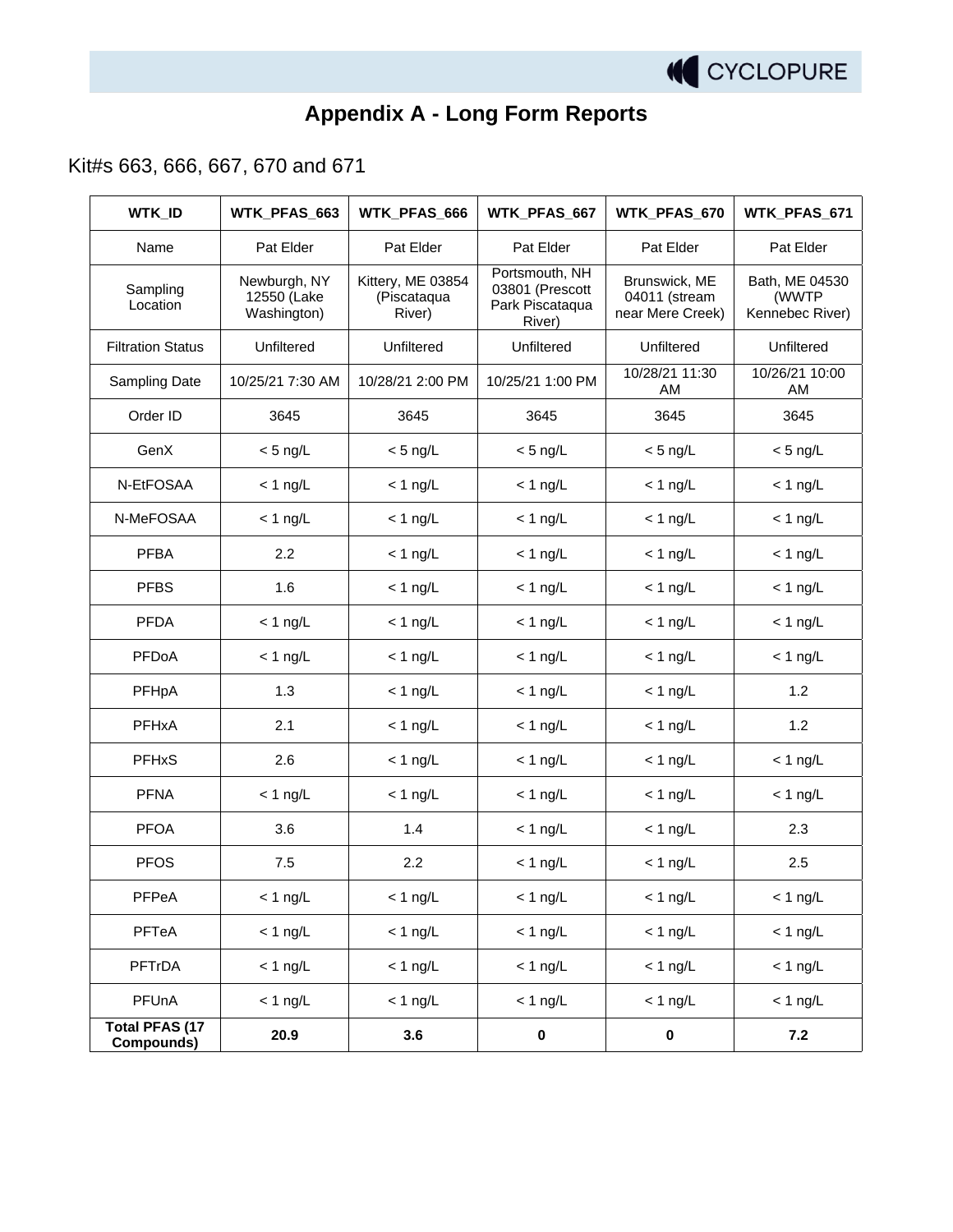# Appendix A - Long Form Reports

Kit#s 663, 666, 667, 670 and 671

| WTK_ID | WTK_PFAS_663 | WTK_PFAS_666 | WTK_PFAS_667 | WTK_PFAS_670 | WTK_PFAS_671 |
|---|---|---|---|---|---|
| Name | Pat Elder | Pat Elder | Pat Elder | Pat Elder | Pat Elder |
| Sampling Location | Newburgh, NY 12550 (Lake Washington) | Kittery, ME 03854 (Piscataqua River) | Portsmouth, NH 03801 (Prescott Park Piscataqua River) | Brunswick, ME 04011 (stream near Mere Creek) | Bath, ME 04530 (WWTP Kennebec River) |
| Filtration Status | Unfiltered | Unfiltered | Unfiltered | Unfiltered | Unfiltered |
| Sampling Date | 10/25/21 7:30 AM | 10/28/21 2:00 PM | 10/25/21 1:00 PM | 10/28/21 11:30 AM | 10/26/21 10:00 AM |
| Order ID | 3645 | 3645 | 3645 | 3645 | 3645 |
| GenX | < 5 ng/L | < 5 ng/L | < 5 ng/L | < 5 ng/L | < 5 ng/L |
| N-EtFOSAA | < 1 ng/L | < 1 ng/L | < 1 ng/L | < 1 ng/L | < 1 ng/L |
| N-MeFOSAA | < 1 ng/L | < 1 ng/L | < 1 ng/L | < 1 ng/L | < 1 ng/L |
| PFBA | 2.2 | < 1 ng/L | < 1 ng/L | < 1 ng/L | < 1 ng/L |
| PFBS | 1.6 | < 1 ng/L | < 1 ng/L | < 1 ng/L | < 1 ng/L |
| PFDA | < 1 ng/L | < 1 ng/L | < 1 ng/L | < 1 ng/L | < 1 ng/L |
| PFDoA | < 1 ng/L | < 1 ng/L | < 1 ng/L | < 1 ng/L | < 1 ng/L |
| PFHpA | 1.3 | < 1 ng/L | < 1 ng/L | < 1 ng/L | 1.2 |
| PFHxA | 2.1 | < 1 ng/L | < 1 ng/L | < 1 ng/L | 1.2 |
| PFHxS | 2.6 | < 1 ng/L | < 1 ng/L | < 1 ng/L | < 1 ng/L |
| PFNA | < 1 ng/L | < 1 ng/L | < 1 ng/L | < 1 ng/L | < 1 ng/L |
| PFOA | 3.6 | 1.4 | < 1 ng/L | < 1 ng/L | 2.3 |
| PFOS | 7.5 | 2.2 | < 1 ng/L | < 1 ng/L | 2.5 |
| PFPeA | < 1 ng/L | < 1 ng/L | < 1 ng/L | < 1 ng/L | < 1 ng/L |
| PFTeA | < 1 ng/L | < 1 ng/L | < 1 ng/L | < 1 ng/L | < 1 ng/L |
| PFTrDA | < 1 ng/L | < 1 ng/L | < 1 ng/L | < 1 ng/L | < 1 ng/L |
| PFUnA | < 1 ng/L | < 1 ng/L | < 1 ng/L | < 1 ng/L | < 1 ng/L |
| **Total PFAS (17 Compounds)** | **20.9** | **3.6** | **0** | **0** | **7.2** |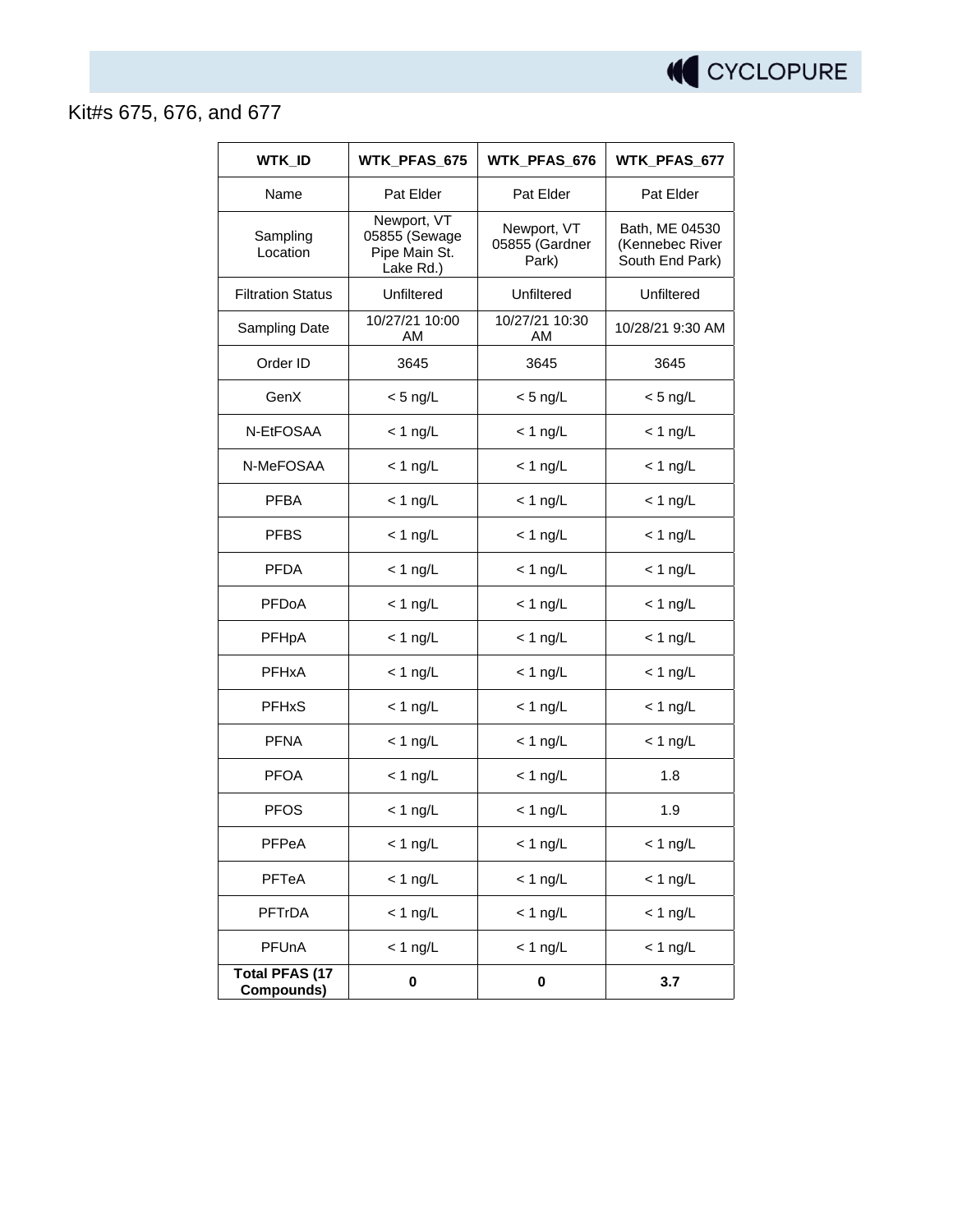Kit#s 675, 676, and 677

| WTK_ID | WTK_PFAS_675 | WTK_PFAS_676 | WTK_PFAS_677 |
|---|---|---|---|
| Name | Pat Elder | Pat Elder | Pat Elder |
| Sampling Location | Newport, VT 05855 (Sewage Pipe Main St. Lake Rd.) | Newport, VT 05855 (Gardner Park) | Bath, ME 04530 (Kennebec River South End Park) |
| Filtration Status | Unfiltered | Unfiltered | Unfiltered |
| Sampling Date | 10/27/21 10:00 AM | 10/27/21 10:30 AM | 10/28/21 9:30 AM |
| Order ID | 3645 | 3645 | 3645 |
| GenX | < 5 ng/L | < 5 ng/L | < 5 ng/L |
| N-EtFOSAA | < 1 ng/L | < 1 ng/L | < 1 ng/L |
| N-MeFOSAA | < 1 ng/L | < 1 ng/L | < 1 ng/L |
| PFBA | < 1 ng/L | < 1 ng/L | < 1 ng/L |
| PFBS | < 1 ng/L | < 1 ng/L | < 1 ng/L |
| PFDA | < 1 ng/L | < 1 ng/L | < 1 ng/L |
| PFDoA | < 1 ng/L | < 1 ng/L | < 1 ng/L |
| PFHpA | < 1 ng/L | < 1 ng/L | < 1 ng/L |
| PFHxA | < 1 ng/L | < 1 ng/L | < 1 ng/L |
| PFHxS | < 1 ng/L | < 1 ng/L | < 1 ng/L |
| PFNA | < 1 ng/L | < 1 ng/L | < 1 ng/L |
| PFOA | < 1 ng/L | < 1 ng/L | 1.8 |
| PFOS | < 1 ng/L | < 1 ng/L | 1.9 |
| PFPeA | < 1 ng/L | < 1 ng/L | < 1 ng/L |
| PFTeA | < 1 ng/L | < 1 ng/L | < 1 ng/L |
| PFTrDA | < 1 ng/L | < 1 ng/L | < 1 ng/L |
| PFUnA | < 1 ng/L | < 1 ng/L | < 1 ng/L |
| **Total PFAS (17 Compounds)** | **0** | **0** | **3.7** |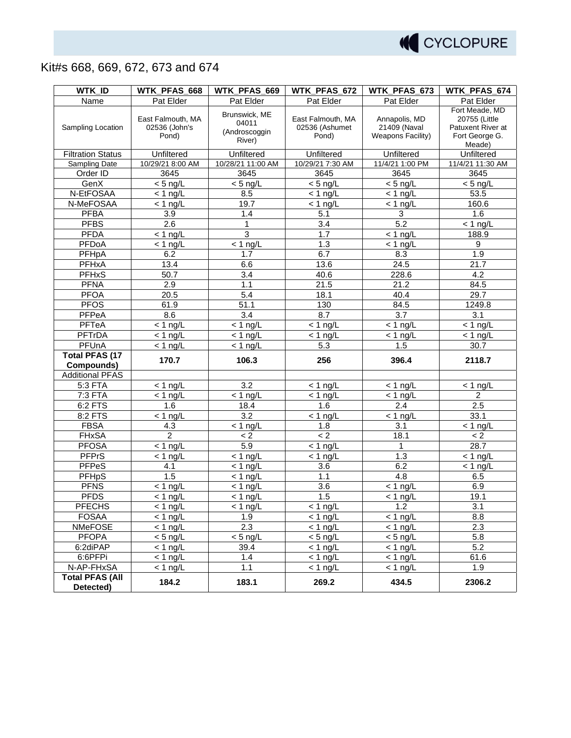Kit#s 668, 669, 672, 673 and 674

| WTK_ID | WTK_PFAS_668 | WTK_PFAS_669 | WTK_PFAS_672 | WTK_PFAS_673 | WTK_PFAS_674 |
|---|---|---|---|---|---|
| Name | Pat Elder | Pat Elder | Pat Elder | Pat Elder | Pat Elder |
| Sampling Location | East Falmouth, MA 02536 (John's Pond) | Brunswick, ME 04011 (Androscoggin River) | East Falmouth, MA 02536 (Ashumet Pond) | Annapolis, MD 21409 (Naval Weapons Facility) | Fort Meade, MD 20755 (Little Patuxent River at Fort George G. Meade) |
| Filtration Status | Unfiltered | Unfiltered | Unfiltered | Unfiltered | Unfiltered |
| Sampling Date | 10/29/21 8:00 AM | 10/28/21 11:00 AM | 10/29/21 7:30 AM | 11/4/21 1:00 PM | 11/4/21 11:30 AM |
| Order ID | 3645 | 3645 | 3645 | 3645 | 3645 |
| GenX | < 5 ng/L | < 5 ng/L | < 5 ng/L | < 5 ng/L | < 5 ng/L |
| N-EtFOSAA | < 1 ng/L | 8.5 | < 1 ng/L | < 1 ng/L | 53.5 |
| N-MeFOSAA | < 1 ng/L | 19.7 | < 1 ng/L | < 1 ng/L | 160.6 |
| PFBA | 3.9 | 1.4 | 5.1 | 3 | 1.6 |
| PFBS | 2.6 | 1 | 3.4 | 5.2 | < 1 ng/L |
| PFDA | < 1 ng/L | 3 | 1.7 | < 1 ng/L | 188.9 |
| PFDoA | < 1 ng/L | < 1 ng/L | 1.3 | < 1 ng/L | 9 |
| PFHpA | 6.2 | 1.7 | 6.7 | 8.3 | 1.9 |
| PFHxA | 13.4 | 6.6 | 13.6 | 24.5 | 21.7 |
| PFHxS | 50.7 | 3.4 | 40.6 | 228.6 | 4.2 |
| PFNA | 2.9 | 1.1 | 21.5 | 21.2 | 84.5 |
| PFOA | 20.5 | 5.4 | 18.1 | 40.4 | 29.7 |
| PFOS | 61.9 | 51.1 | 130 | 84.5 | 1249.8 |
| PFPeA | 8.6 | 3.4 | 8.7 | 3.7 | 3.1 |
| PFTeA | < 1 ng/L | < 1 ng/L | < 1 ng/L | < 1 ng/L | < 1 ng/L |
| PFTrDA | < 1 ng/L | < 1 ng/L | < 1 ng/L | < 1 ng/L | < 1 ng/L |
| PFUnA | < 1 ng/L | < 1 ng/L | 5.3 | 1.5 | 30.7 |
| **Total PFAS (17 Compounds)** | **170.7** | **106.3** | **256** | **396.4** | **2118.7** |
| Additional PFAS | | | | | |
| 5:3 FTA | < 1 ng/L | 3.2 | < 1 ng/L | < 1 ng/L | < 1 ng/L |
| 7:3 FTA | < 1 ng/L | < 1 ng/L | < 1 ng/L | < 1 ng/L | 2 |
| 6:2 FTS | 1.6 | 18.4 | 1.6 | 2.4 | 2.5 |
| 8:2 FTS | < 1 ng/L | 3.2 | < 1 ng/L | < 1 ng/L | 33.1 |
| FBSA | 4.3 | < 1 ng/L | 1.8 | 3.1 | < 1 ng/L |
| FHxSA | 2 | < 2 | < 2 | 18.1 | < 2 |
| PFOSA | < 1 ng/L | 5.9 | < 1 ng/L | 1 | 28.7 |
| PFPrS | < 1 ng/L | < 1 ng/L | < 1 ng/L | 1.3 | < 1 ng/L |
| PFPeS | 4.1 | < 1 ng/L | 3.6 | 6.2 | < 1 ng/L |
| PFHpS | 1.5 | < 1 ng/L | 1.1 | 4.8 | 6.5 |
| PFNS | < 1 ng/L | < 1 ng/L | 3.6 | < 1 ng/L | 6.9 |
| PFDS | < 1 ng/L | < 1 ng/L | 1.5 | < 1 ng/L | 19.1 |
| PFECHS | < 1 ng/L | < 1 ng/L | < 1 ng/L | 1.2 | 3.1 |
| FOSAA | < 1 ng/L | 1.9 | < 1 ng/L | < 1 ng/L | 8.8 |
| NMeFOSE | < 1 ng/L | 2.3 | < 1 ng/L | < 1 ng/L | 2.3 |
| PFOPA | < 5 ng/L | < 5 ng/L | < 5 ng/L | < 5 ng/L | 5.8 |
| 6:2diPAP | < 1 ng/L | 39.4 | < 1 ng/L | < 1 ng/L | 5.2 |
| 6:6PFPi | < 1 ng/L | 1.4 | < 1 ng/L | < 1 ng/L | 61.6 |
| N-AP-FHxSA | < 1 ng/L | 1.1 | < 1 ng/L | < 1 ng/L | 1.9 |
| **Total PFAS (All Detected)** | **184.2** | **183.1** | **269.2** | **434.5** | **2306.2** |